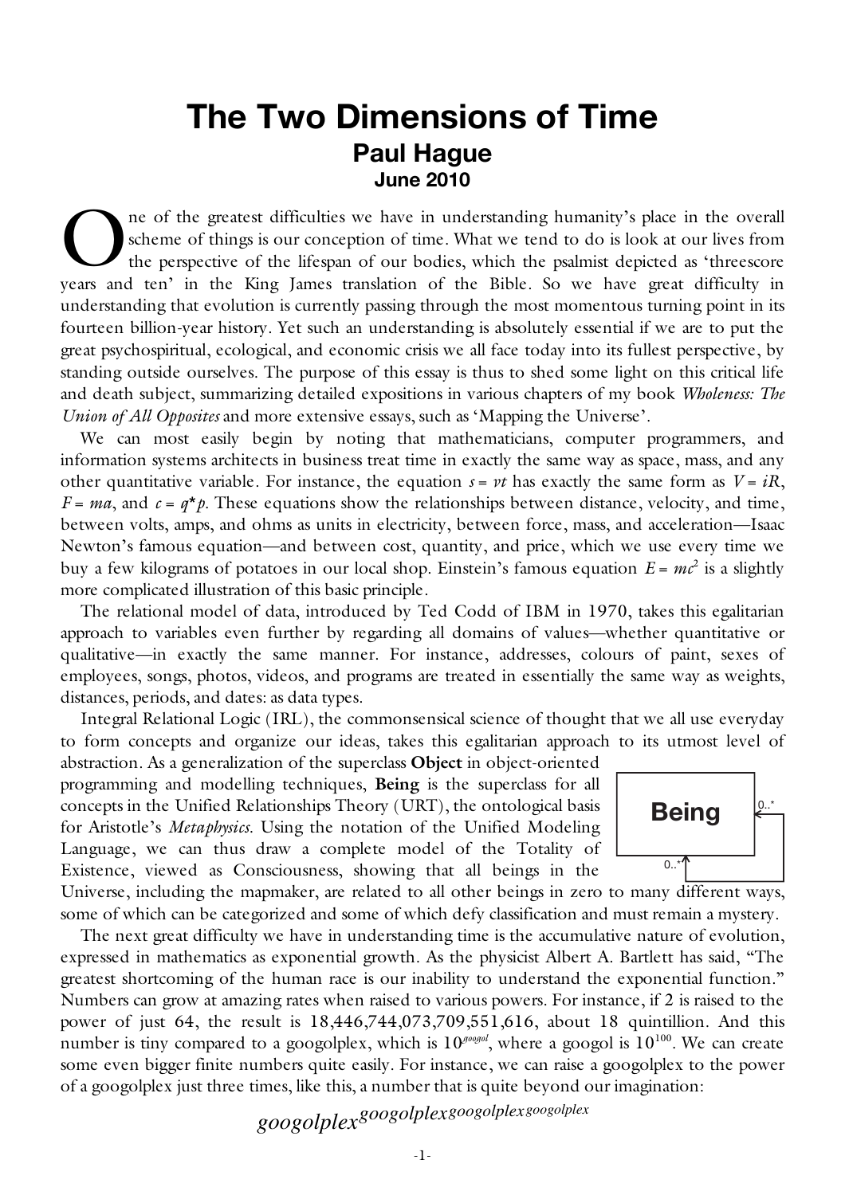# The Two Dimensions of Time

**Paul Hague**

**June 2010**

One of the greatest difficulties we have in understanding humanity's place in the overall scheme of things is our conception of time. What we tend to do is look at our lives from the perspective of the lifespan of our bodies, which the psalmist depicted as 'threescore years and ten' in the King James translation of the Bible. So we have great difficulty in understanding that evolution is currently passing through the most momentous turning point in its fourteen billion-year history. Yet such an understanding is absolutely essential if we are to put the great psychospiritual, ecological, and economic crisis we all face today into its fullest perspective, by standing outside ourselves. The purpose of this essay is thus to shed some light on this critical life and death subject, summarizing detailed expositions in various chapters of my book *Wholeness: The Union of All Opposites* and more extensive essays, such as 'Mapping the Universe'.

We can most easily begin by noting that mathematicians, computer programmers, and information systems architects in business treat time in exactly the same way as space, mass, and any other quantitative variable. For instance, the equation $s = vt$ has exactly the same form as $V = iR$, $F = ma$, and $c = q*p$. These equations show the relationships between distance, velocity, and time, between volts, amps, and ohms as units in electricity, between force, mass, and acceleration—Isaac Newton's famous equation—and between cost, quantity, and price, which we use every time we buy a few kilograms of potatoes in our local shop. Einstein's famous equation $E = mc^2$ is a slightly more complicated illustration of this basic principle.

The relational model of data, introduced by Ted Codd of IBM in 1970, takes this egalitarian approach to variables even further by regarding all domains of values—whether quantitative or qualitative—in exactly the same manner. For instance, addresses, colours of paint, sexes of employees, songs, photos, videos, and programs are treated in essentially the same way as weights, distances, periods, and dates: as data types.

Integral Relational Logic (IRL), the commonsensical science of thought that we all use everyday to form concepts and organize our ideas, takes this egalitarian approach to its utmost level of abstraction. As a generalization of the superclass **Object** in object-oriented programming and modelling techniques, **Being** is the superclass for all concepts in the Unified Relationships Theory (URT), the ontological basis for Aristotle's *Metaphysics*. Using the notation of the Unified Modeling Language, we can thus draw a complete model of the Totality of Existence, viewed as Consciousness, showing that all beings in the Universe, including the mapmaker, are related to all other beings in zero to many different ways, some of which can be categorized and some of which defy classification and must remain a mystery.

The next great difficulty we have in understanding time is the accumulative nature of evolution, expressed in mathematics as exponential growth. As the physicist Albert A. Bartlett has said, "The greatest shortcoming of the human race is our inability to understand the exponential function." Numbers can grow at amazing rates when raised to various powers. For instance, if 2 is raised to the power of just 64, the result is 18,446,744,073,709,551,616, about 18 quintillion. And this number is tiny compared to a googolplex, which is $10^{googol}$, where a googol is $10^{100}$. We can create some even bigger finite numbers quite easily. For instance, we can raise a googolplex to the power of a googolplex just three times, like this, a number that is quite beyond our imagination:

$$googolplex^{googolplex^{googolplex^{googolplex}}}$$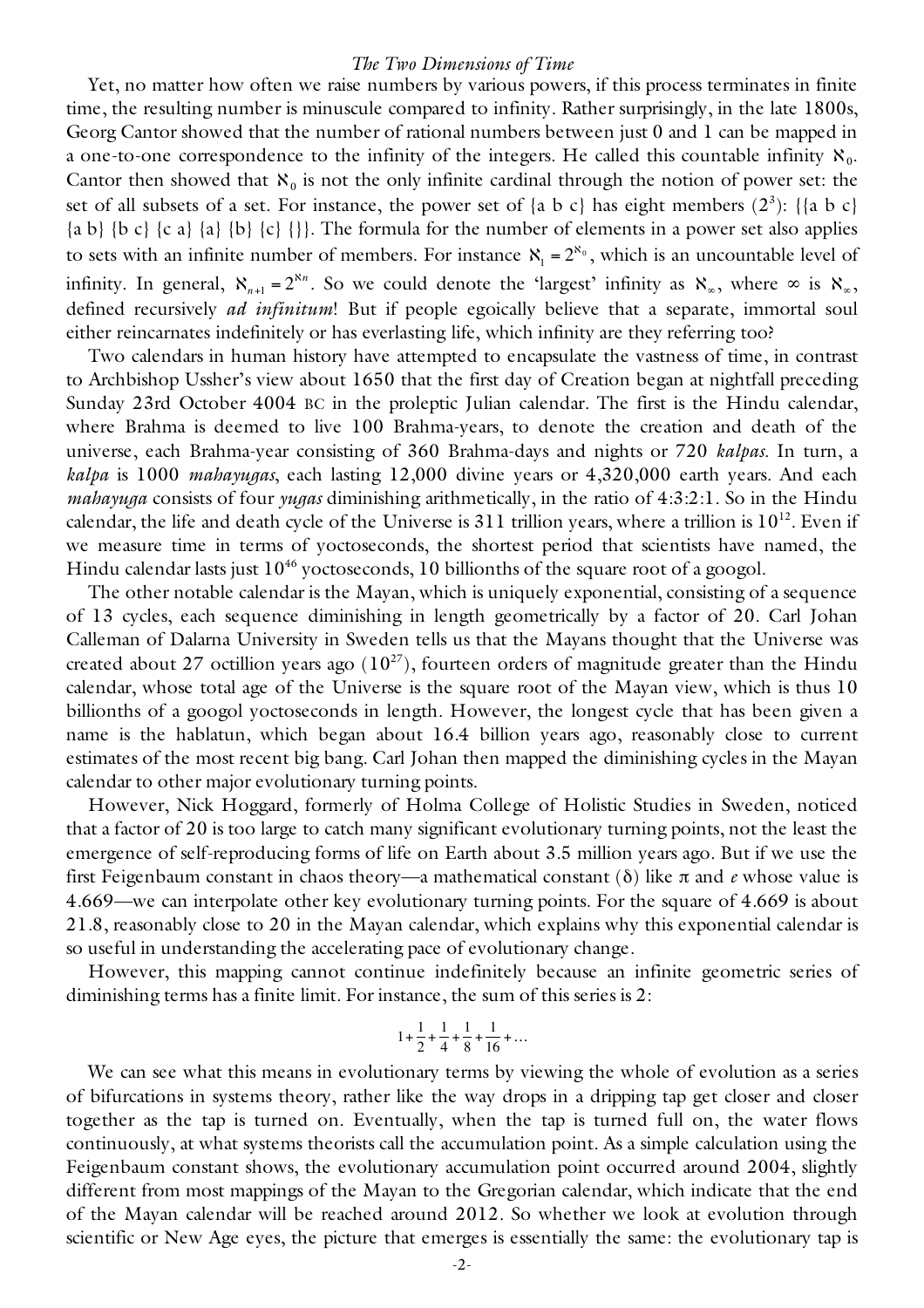Yet, no matter how often we raise numbers by various powers, if this process terminates in finite time, the resulting number is minuscule compared to infinity. Rather surprisingly, in the late 1800s, Georg Cantor showed that the number of rational numbers between just 0 and 1 can be mapped in a one-to-one correspondence to the infinity of the integers. He called this countable infinity $\aleph_0$. Cantor then showed that $\aleph_0$ is not the only infinite cardinal through the notion of power set: the set of all subsets of a set. For instance, the power set of {a b c} has eight members ($2^3$): {{a b c} {a b} {b c} {c a} {a} {b} {c} {}}. The formula for the number of elements in a power set also applies to sets with an infinite number of members. For instance $\aleph_1 = 2^{\aleph_0}$, which is an uncountable level of infinity. In general, $\aleph_{n+1} = 2^{\aleph_n}$. So we could denote the 'largest' infinity as $\aleph_\infty$, where $\infty$ is $\aleph_\infty$, defined recursively *ad infinitum*! But if people egoically believe that a separate, immortal soul either reincarnates indefinitely or has everlasting life, which infinity are they referring too?

Two calendars in human history have attempted to encapsulate the vastness of time, in contrast to Archbishop Ussher's view about 1650 that the first day of Creation began at nightfall preceding Sunday 23rd October 4004 BC in the proleptic Julian calendar. The first is the Hindu calendar, where Brahma is deemed to live 100 Brahma-years, to denote the creation and death of the universe, each Brahma-year consisting of 360 Brahma-days and nights or 720 *kalpas*. In turn, a *kalpa* is 1000 *mahayugas*, each lasting 12,000 divine years or 4,320,000 earth years. And each *mahayuga* consists of four *yugas* diminishing arithmetically, in the ratio of 4:3:2:1. So in the Hindu calendar, the life and death cycle of the Universe is 311 trillion years, where a trillion is $10^{12}$. Even if we measure time in terms of yoctoseconds, the shortest period that scientists have named, the Hindu calendar lasts just $10^{46}$ yoctoseconds, 10 billionths of the square root of a googol.

The other notable calendar is the Mayan, which is uniquely exponential, consisting of a sequence of 13 cycles, each sequence diminishing in length geometrically by a factor of 20. Carl Johan Calleman of Dalarna University in Sweden tells us that the Mayans thought that the Universe was created about 27 octillion years ago ($10^{27}$), fourteen orders of magnitude greater than the Hindu calendar, whose total age of the Universe is the square root of the Mayan view, which is thus 10 billionths of a googol yoctoseconds in length. However, the longest cycle that has been given a name is the hablatun, which began about 16.4 billion years ago, reasonably close to current estimates of the most recent big bang. Carl Johan then mapped the diminishing cycles in the Mayan calendar to other major evolutionary turning points.

However, Nick Hoggard, formerly of Holma College of Holistic Studies in Sweden, noticed that a factor of 20 is too large to catch many significant evolutionary turning points, not the least the emergence of self-reproducing forms of life on Earth about 3.5 million years ago. But if we use the first Feigenbaum constant in chaos theory—a mathematical constant ($\delta$) like $\pi$ and $e$ whose value is 4.669—we can interpolate other key evolutionary turning points. For the square of 4.669 is about 21.8, reasonably close to 20 in the Mayan calendar, which explains why this exponential calendar is so useful in understanding the accelerating pace of evolutionary change.

However, this mapping cannot continue indefinitely because an infinite geometric series of diminishing terms has a finite limit. For instance, the sum of this series is 2:

$$1 + \frac{1}{2} + \frac{1}{4} + \frac{1}{8} + \frac{1}{16} + \ldots$$

We can see what this means in evolutionary terms by viewing the whole of evolution as a series of bifurcations in systems theory, rather like the way drops in a dripping tap get closer and closer together as the tap is turned on. Eventually, when the tap is turned full on, the water flows continuously, at what systems theorists call the accumulation point. As a simple calculation using the Feigenbaum constant shows, the evolutionary accumulation point occurred around 2004, slightly different from most mappings of the Mayan to the Gregorian calendar, which indicate that the end of the Mayan calendar will be reached around 2012. So whether we look at evolution through scientific or New Age eyes, the picture that emerges is essentially the same: the evolutionary tap is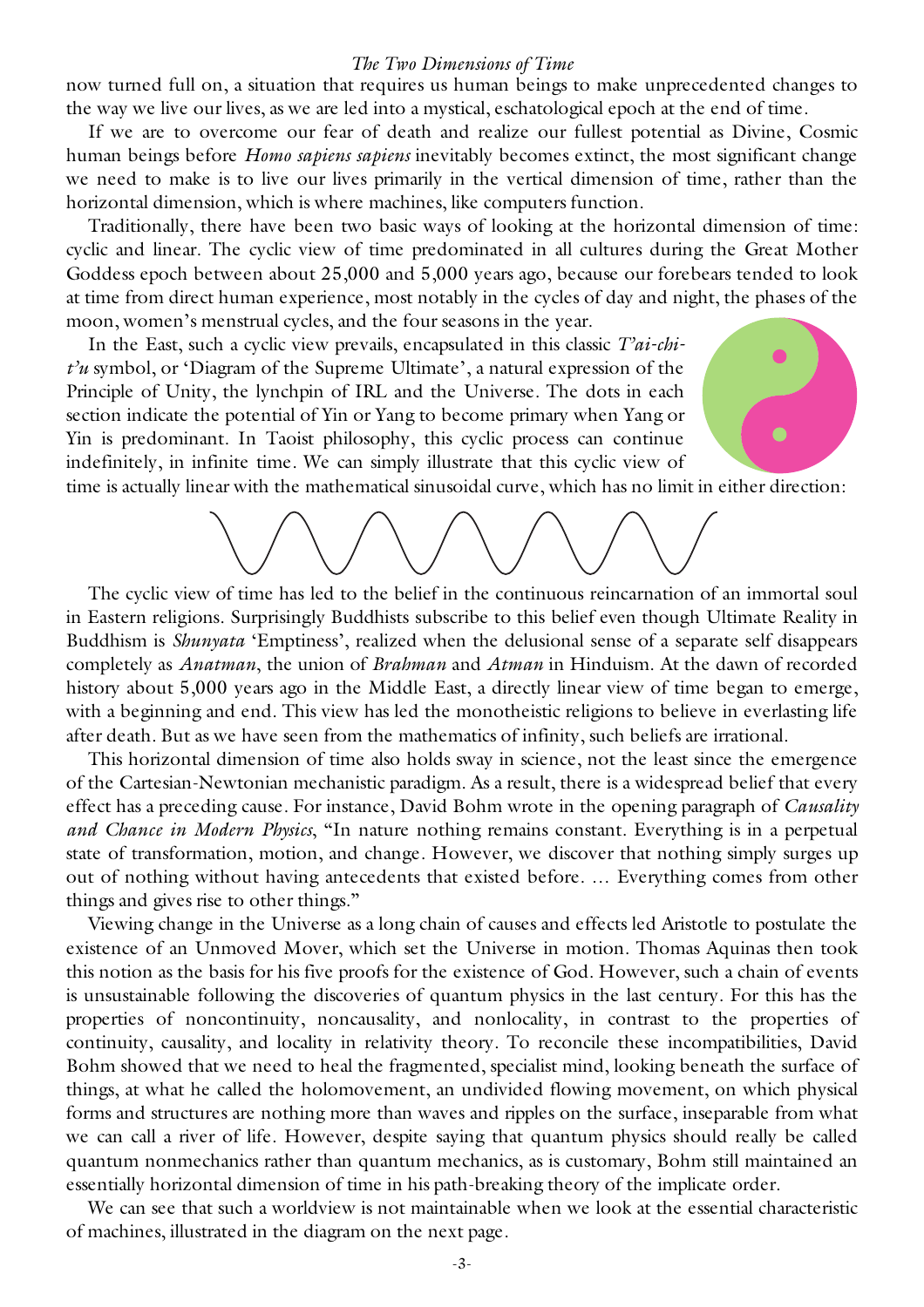now turned full on, a situation that requires us human beings to make unprecedented changes to the way we live our lives, as we are led into a mystical, eschatological epoch at the end of time.

If we are to overcome our fear of death and realize our fullest potential as Divine, Cosmic human beings before *Homo sapiens sapiens* inevitably becomes extinct, the most significant change we need to make is to live our lives primarily in the vertical dimension of time, rather than the horizontal dimension, which is where machines, like computers function.

Traditionally, there have been two basic ways of looking at the horizontal dimension of time: cyclic and linear. The cyclic view of time predominated in all cultures during the Great Mother Goddess epoch between about 25,000 and 5,000 years ago, because our forebears tended to look at time from direct human experience, most notably in the cycles of day and night, the phases of the moon, women's menstrual cycles, and the four seasons in the year.

In the East, such a cyclic view prevails, encapsulated in this classic *T'ai-chi-t'u* symbol, or 'Diagram of the Supreme Ultimate', a natural expression of the Principle of Unity, the lynchpin of IRL and the Universe. The dots in each section indicate the potential of Yin or Yang to become primary when Yang or Yin is predominant. In Taoist philosophy, this cyclic process can continue indefinitely, in infinite time. We can simply illustrate that this cyclic view of time is actually linear with the mathematical sinusoidal curve, which has no limit in either direction:

The cyclic view of time has led to the belief in the continuous reincarnation of an immortal soul in Eastern religions. Surprisingly Buddhists subscribe to this belief even though Ultimate Reality in Buddhism is *Shunyata* 'Emptiness', realized when the delusional sense of a separate self disappears completely as *Anatman*, the union of *Brahman* and *Atman* in Hinduism. At the dawn of recorded history about 5,000 years ago in the Middle East, a directly linear view of time began to emerge, with a beginning and end. This view has led the monotheistic religions to believe in everlasting life after death. But as we have seen from the mathematics of infinity, such beliefs are irrational.

This horizontal dimension of time also holds sway in science, not the least since the emergence of the Cartesian-Newtonian mechanistic paradigm. As a result, there is a widespread belief that every effect has a preceding cause. For instance, David Bohm wrote in the opening paragraph of *Causality and Chance in Modern Physics*, "In nature nothing remains constant. Everything is in a perpetual state of transformation, motion, and change. However, we discover that nothing simply surges up out of nothing without having antecedents that existed before. … Everything comes from other things and gives rise to other things."

Viewing change in the Universe as a long chain of causes and effects led Aristotle to postulate the existence of an Unmoved Mover, which set the Universe in motion. Thomas Aquinas then took this notion as the basis for his five proofs for the existence of God. However, such a chain of events is unsustainable following the discoveries of quantum physics in the last century. For this has the properties of noncontinuity, noncausality, and nonlocality, in contrast to the properties of continuity, causality, and locality in relativity theory. To reconcile these incompatibilities, David Bohm showed that we need to heal the fragmented, specialist mind, looking beneath the surface of things, at what he called the holomovement, an undivided flowing movement, on which physical forms and structures are nothing more than waves and ripples on the surface, inseparable from what we can call a river of life. However, despite saying that quantum physics should really be called quantum nonmechanics rather than quantum mechanics, as is customary, Bohm still maintained an essentially horizontal dimension of time in his path-breaking theory of the implicate order.

We can see that such a worldview is not maintainable when we look at the essential characteristic of machines, illustrated in the diagram on the next page.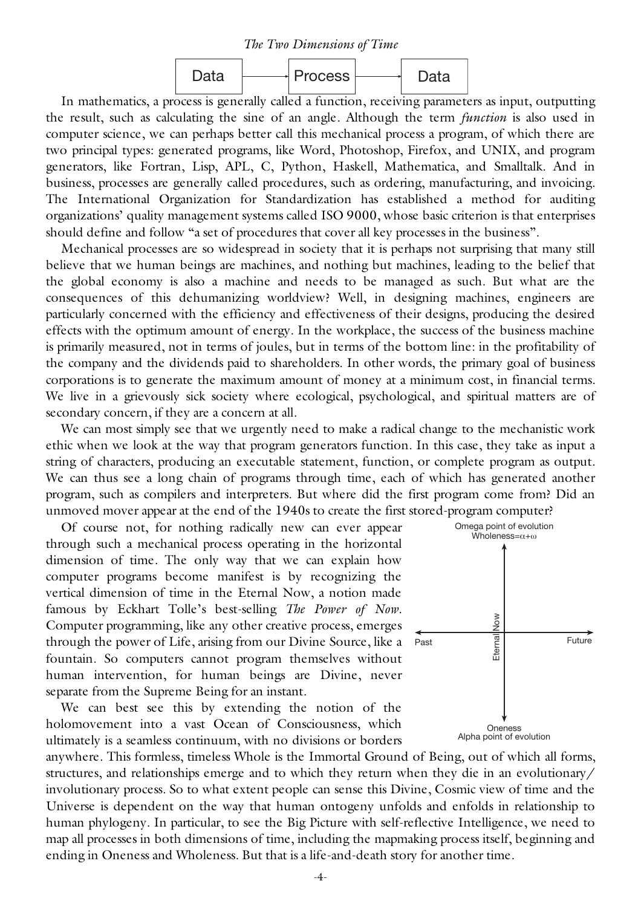Data → Process → Data

In mathematics, a process is generally called a function, receiving parameters as input, outputting the result, such as calculating the sine of an angle. Although the term *function* is also used in computer science, we can perhaps better call this mechanical process a program, of which there are two principal types: generated programs, like Word, Photoshop, Firefox, and UNIX, and program generators, like Fortran, Lisp, APL, C, Python, Haskell, Mathematica, and Smalltalk. And in business, processes are generally called procedures, such as ordering, manufacturing, and invoicing. The International Organization for Standardization has established a method for auditing organizations' quality management systems called ISO 9000, whose basic criterion is that enterprises should define and follow "a set of procedures that cover all key processes in the business".

Mechanical processes are so widespread in society that it is perhaps not surprising that many still believe that we human beings are machines, and nothing but machines, leading to the belief that the global economy is also a machine and needs to be managed as such. But what are the consequences of this dehumanizing worldview? Well, in designing machines, engineers are particularly concerned with the efficiency and effectiveness of their designs, producing the desired effects with the optimum amount of energy. In the workplace, the success of the business machine is primarily measured, not in terms of joules, but in terms of the bottom line: in the profitability of the company and the dividends paid to shareholders. In other words, the primary goal of business corporations is to generate the maximum amount of money at a minimum cost, in financial terms. We live in a grievously sick society where ecological, psychological, and spiritual matters are of secondary concern, if they are a concern at all.

We can most simply see that we urgently need to make a radical change to the mechanistic work ethic when we look at the way that program generators function. In this case, they take as input a string of characters, producing an executable statement, function, or complete program as output. We can thus see a long chain of programs through time, each of which has generated another program, such as compilers and interpreters. But where did the first program come from? Did an unmoved mover appear at the end of the 1940s to create the first stored-program computer?

Of course not, for nothing radically new can ever appear through such a mechanical process operating in the horizontal dimension of time. The only way that we can explain how computer programs become manifest is by recognizing the vertical dimension of time in the Eternal Now, a notion made famous by Eckhart Tolle's best-selling *The Power of Now*. Computer programming, like any other creative process, emerges through the power of Life, arising from our Divine Source, like a fountain. So computers cannot program themselves without human intervention, for human beings are Divine, never separate from the Supreme Being for an instant.

Omega point of evolution
Wholeness=$\alpha+\omega$
Past
Future
Eternal Now
Oneness
Alpha point of evolution

We can best see this by extending the notion of the holomovement into a vast Ocean of Consciousness, which ultimately is a seamless continuum, with no divisions or borders anywhere. This formless, timeless Whole is the Immortal Ground of Being, out of which all forms, structures, and relationships emerge and to which they return when they die in an evolutionary/involutionary process. So to what extent people can sense this Divine, Cosmic view of time and the Universe is dependent on the way that human ontogeny unfolds and enfolds in relationship to human phylogeny. In particular, to see the Big Picture with self-reflective Intelligence, we need to map all processes in both dimensions of time, including the mapmaking process itself, beginning and ending in Oneness and Wholeness. But that is a life-and-death story for another time.